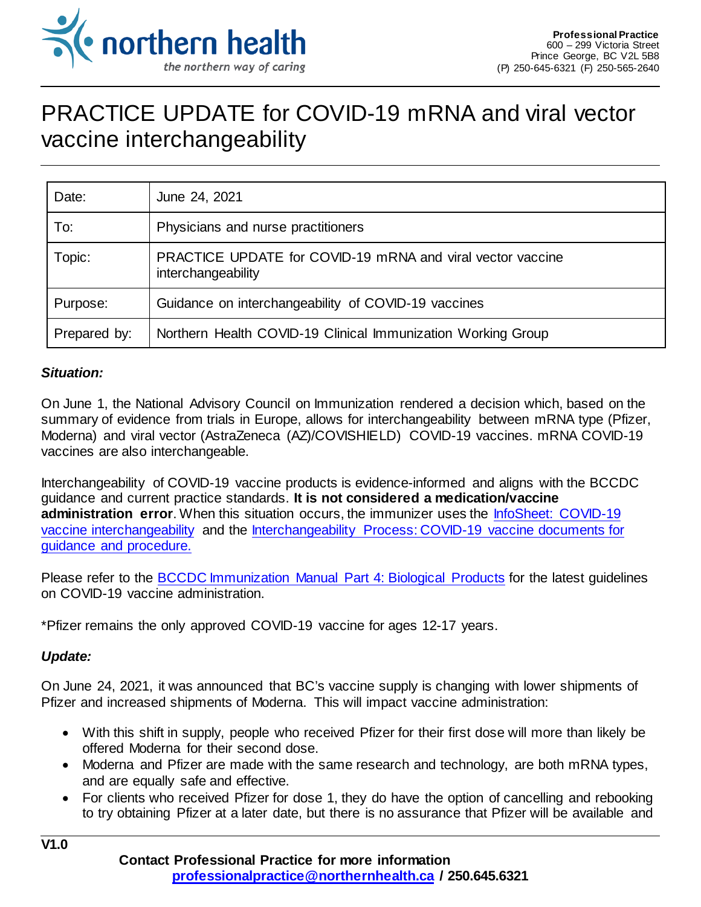Professional Practice
600 – 299 Victoria Street
Prince George, BC V2L 5B8
(P) 250-645-6321 (F) 250-565-2640

# PRACTICE UPDATE for COVID-19 mRNA and viral vector vaccine interchangeability

| Date: | June 24, 2021 |
|---|---|
| To: | Physicians and nurse practitioners |
| Topic: | PRACTICE UPDATE for COVID-19 mRNA and viral vector vaccine interchangeability |
| Purpose: | Guidance on interchangeability of COVID-19 vaccines |
| Prepared by: | Northern Health COVID-19 Clinical Immunization Working Group |

***Situation:***

On June 1, the National Advisory Council on Immunization rendered a decision which, based on the summary of evidence from trials in Europe, allows for interchangeability between mRNA type (Pfizer, Moderna) and viral vector (AstraZeneca (AZ)/COVISHIELD) COVID-19 vaccines. mRNA COVID-19 vaccines are also interchangeable.

Interchangeability of COVID-19 vaccine products is evidence-informed and aligns with the BCCDC guidance and current practice standards. **It is not considered a medication/vaccine administration error**. When this situation occurs, the immunizer uses the InfoSheet: COVID-19 vaccine interchangeability and the Interchangeability Process: COVID-19 vaccine documents for guidance and procedure.

Please refer to the BCCDC Immunization Manual Part 4: Biological Products for the latest guidelines on COVID-19 vaccine administration.

*Pfizer remains the only approved COVID-19 vaccine for ages 12-17 years.

***Update:***

On June 24, 2021, it was announced that BC's vaccine supply is changing with lower shipments of Pfizer and increased shipments of Moderna. This will impact vaccine administration:

- With this shift in supply, people who received Pfizer for their first dose will more than likely be offered Moderna for their second dose.
- Moderna and Pfizer are made with the same research and technology, are both mRNA types, and are equally safe and effective.
- For clients who received Pfizer for dose 1, they do have the option of cancelling and rebooking to try obtaining Pfizer at a later date, but there is no assurance that Pfizer will be available and

V1.0

**Contact Professional Practice for more information**
**professionalpractice@northernhealth.ca / 250.645.6321**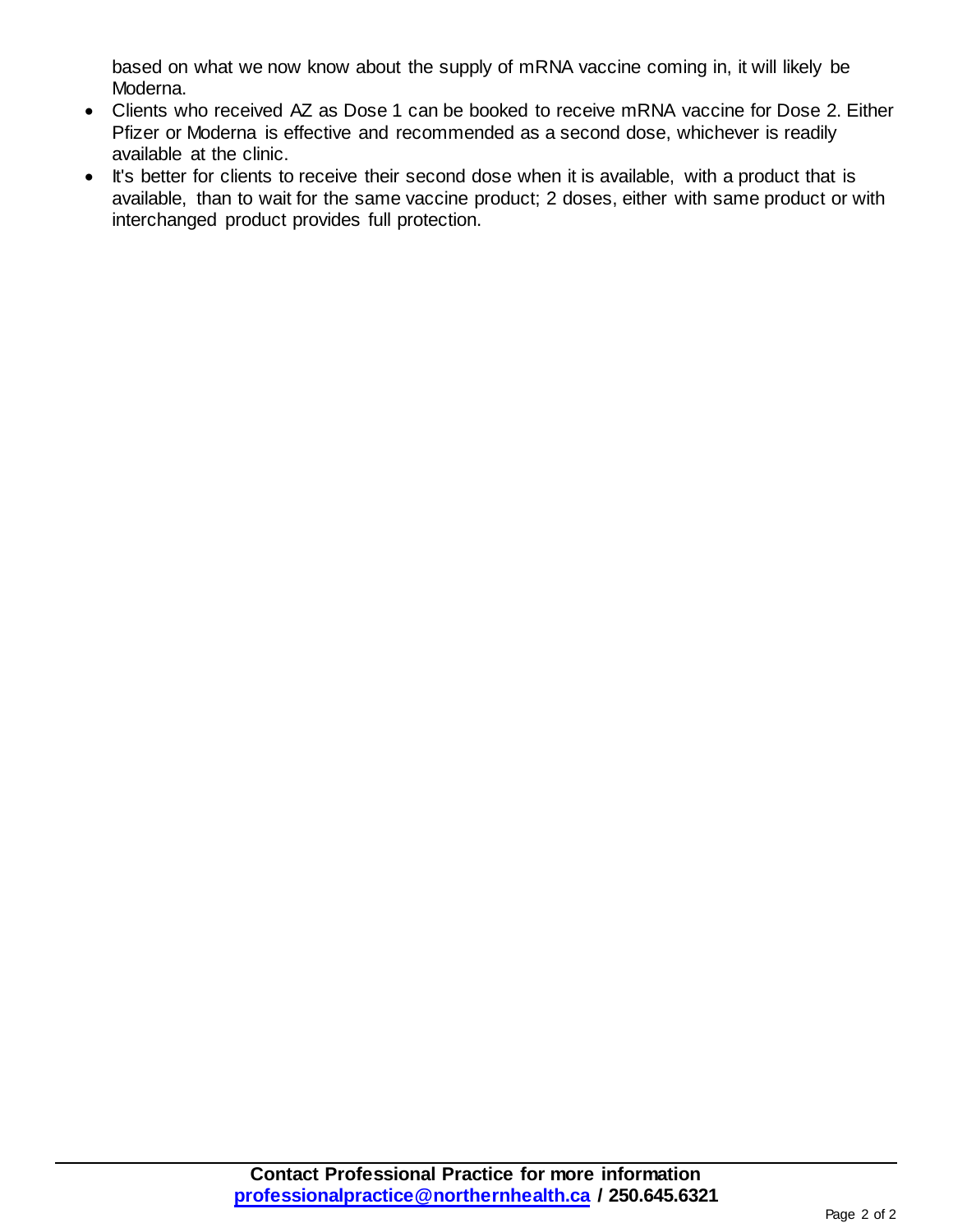based on what we now know about the supply of mRNA vaccine coming in, it will likely be Moderna.

- Clients who received AZ as Dose 1 can be booked to receive mRNA vaccine for Dose 2. Either Pfizer or Moderna is effective and recommended as a second dose, whichever is readily available at the clinic.
- It's better for clients to receive their second dose when it is available, with a product that is available, than to wait for the same vaccine product; 2 doses, either with same product or with interchanged product provides full protection.

**Contact Professional Practice for more information**
**professionalpractice@northernhealth.ca / 250.645.6321**